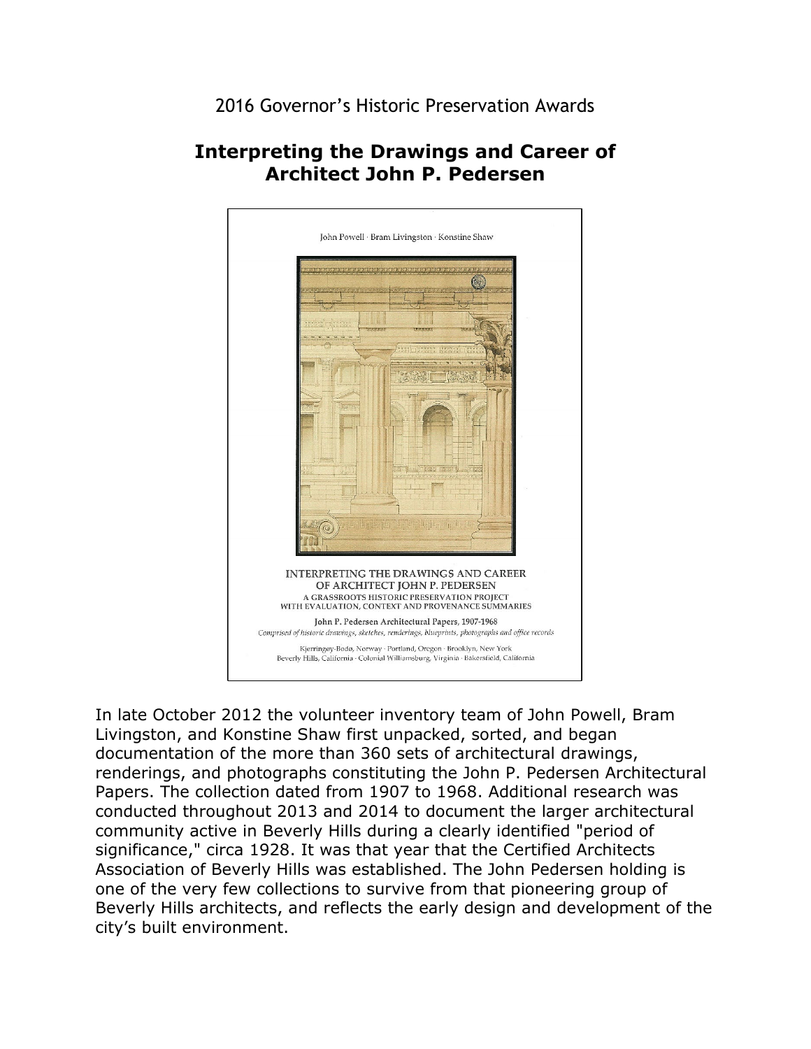2016 Governor's Historic Preservation Awards

# Interpreting the Drawings and Career of Architect John P. Pedersen

John Powell · Bram Livingston · Konstine Shaw

INTERPRETING THE DRAWINGS AND CAREER OF ARCHITECT JOHN P. PEDERSEN
A GRASSROOTS HISTORIC PRESERVATION PROJECT WITH EVALUATION, CONTEXT AND PROVENANCE SUMMARIES

John P. Pedersen Architectural Papers, 1907-1968

*Comprised of historic drawings, sketches, renderings, blueprints, photographs and office records*

Kjerringøy-Bodø, Norway · Portland, Oregon · Brooklyn, New York
Beverly Hills, California · Colonial Williamsburg, Virginia · Bakersfield, California

In late October 2012 the volunteer inventory team of John Powell, Bram Livingston, and Konstine Shaw first unpacked, sorted, and began documentation of the more than 360 sets of architectural drawings, renderings, and photographs constituting the John P. Pedersen Architectural Papers. The collection dated from 1907 to 1968. Additional research was conducted throughout 2013 and 2014 to document the larger architectural community active in Beverly Hills during a clearly identified "period of significance," circa 1928. It was that year that the Certified Architects Association of Beverly Hills was established. The John Pedersen holding is one of the very few collections to survive from that pioneering group of Beverly Hills architects, and reflects the early design and development of the city's built environment.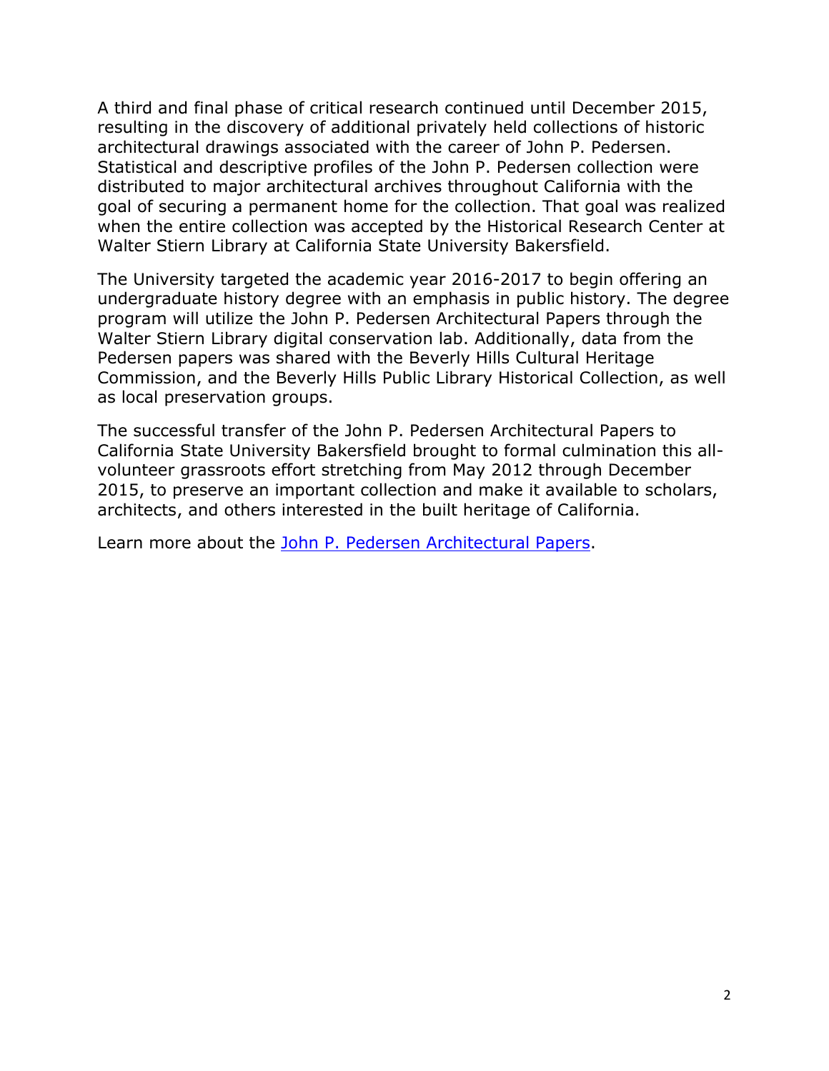A third and final phase of critical research continued until December 2015, resulting in the discovery of additional privately held collections of historic architectural drawings associated with the career of John P. Pedersen. Statistical and descriptive profiles of the John P. Pedersen collection were distributed to major architectural archives throughout California with the goal of securing a permanent home for the collection. That goal was realized when the entire collection was accepted by the Historical Research Center at Walter Stiern Library at California State University Bakersfield.

The University targeted the academic year 2016-2017 to begin offering an undergraduate history degree with an emphasis in public history. The degree program will utilize the John P. Pedersen Architectural Papers through the Walter Stiern Library digital conservation lab. Additionally, data from the Pedersen papers was shared with the Beverly Hills Cultural Heritage Commission, and the Beverly Hills Public Library Historical Collection, as well as local preservation groups.

The successful transfer of the John P. Pedersen Architectural Papers to California State University Bakersfield brought to formal culmination this all-volunteer grassroots effort stretching from May 2012 through December 2015, to preserve an important collection and make it available to scholars, architects, and others interested in the built heritage of California.

Learn more about the John P. Pedersen Architectural Papers.